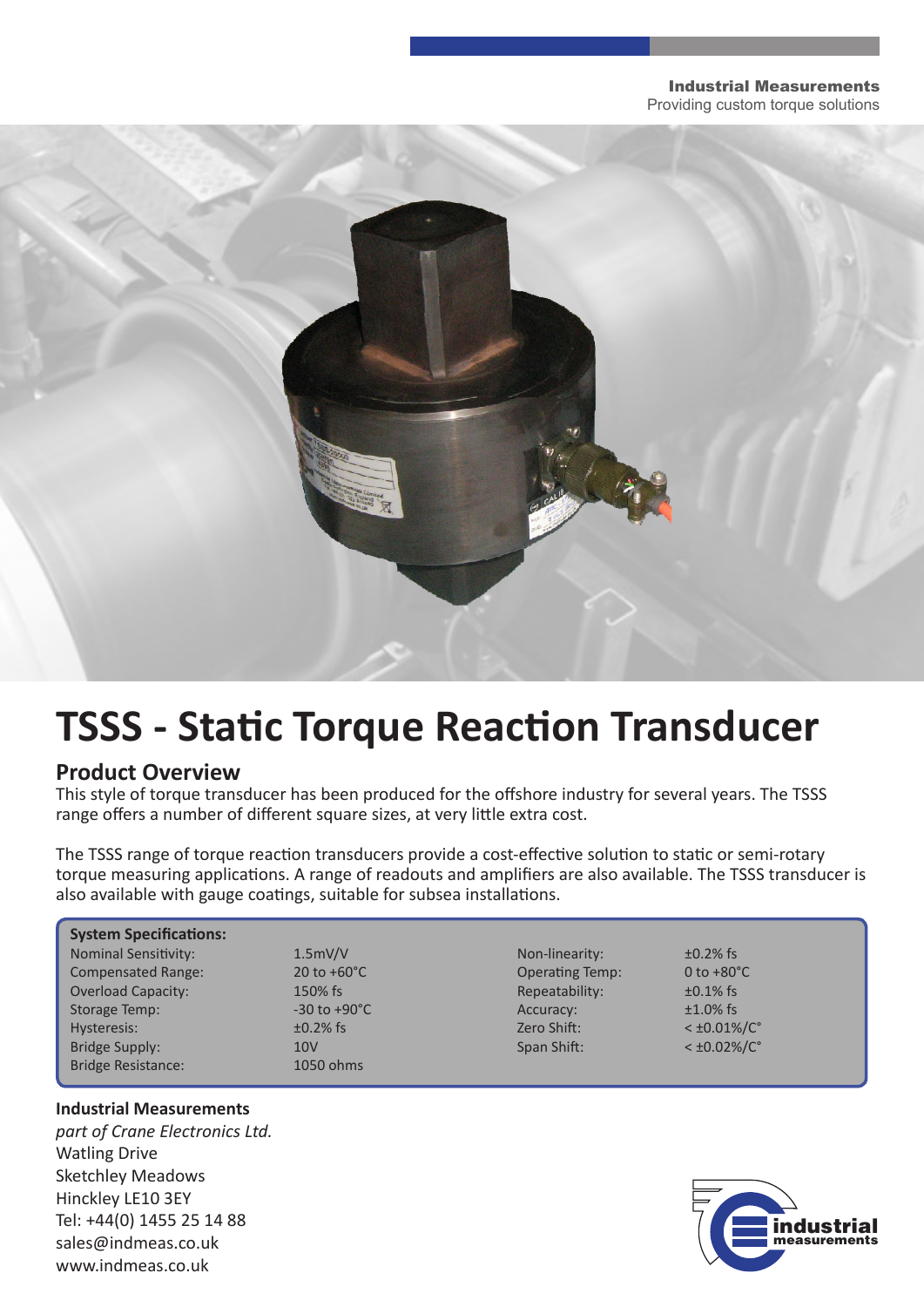**Industrial Measurements**
Providing custom torque solutions

# TSSS - Static Torque Reaction Transducer

## Product Overview

This style of torque transducer has been produced for the offshore industry for several years. The TSSS range offers a number of different square sizes, at very little extra cost.

The TSSS range of torque reaction transducers provide a cost-effective solution to static or semi-rotary torque measuring applications. A range of readouts and amplifiers are also available. The TSSS transducer is also available with gauge coatings, suitable for subsea installations.

**System Specifications:**

| | | | |
|---|---|---|---|
| Nominal Sensitivity: | 1.5mV/V | Non-linearity: | ±0.2% fs |
| Compensated Range: | 20 to +60°C | Operating Temp: | 0 to +80°C |
| Overload Capacity: | 150% fs | Repeatability: | ±0.1% fs |
| Storage Temp: | -30 to +90°C | Accuracy: | ±1.0% fs |
| Hysteresis: | ±0.2% fs | Zero Shift: | < ±0.01%/C° |
| Bridge Supply: | 10V | Span Shift: | < ±0.02%/C° |
| Bridge Resistance: | 1050 ohms | | |

**Industrial Measurements**
*part of Crane Electronics Ltd.*
Watling Drive
Sketchley Meadows
Hinckley LE10 3EY
Tel: +44(0) 1455 25 14 88
sales@indmeas.co.uk
www.indmeas.co.uk

industrial measurements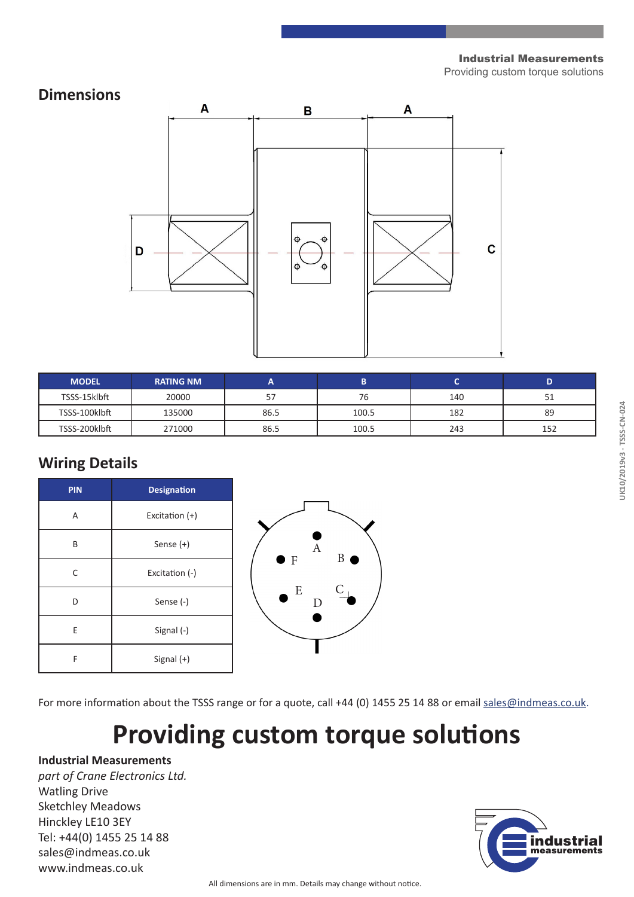## Dimensions

A

B

A

D

C

| MODEL | RATING NM | A | B | C | D |
|---|---|---|---|---|---|
| TSSS-15klbft | 20000 | 57 | 76 | 140 | 51 |
| TSSS-100klbft | 135000 | 86.5 | 100.5 | 182 | 89 |
| TSSS-200klbft | 271000 | 86.5 | 100.5 | 243 | 152 |

## Wiring Details

| PIN | Designation |
|---|---|
| A | Excitation (+) |
| B | Sense (+) |
| C | Excitation (-) |
| D | Sense (-) |
| E | Signal (-) |
| F | Signal (+) |

A

F

B

E

C

D

For more information about the TSSS range or for a quote, call +44 (0) 1455 25 14 88 or email sales@indmeas.co.uk.

# Providing custom torque solutions

**Industrial Measurements**
*part of Crane Electronics Ltd.*
Watling Drive
Sketchley Meadows
Hinckley LE10 3EY
Tel: +44(0) 1455 25 14 88
sales@indmeas.co.uk
www.indmeas.co.uk

UK10/2019v3 - TSSS-CN-024

All dimensions are in mm. Details may change without notice.